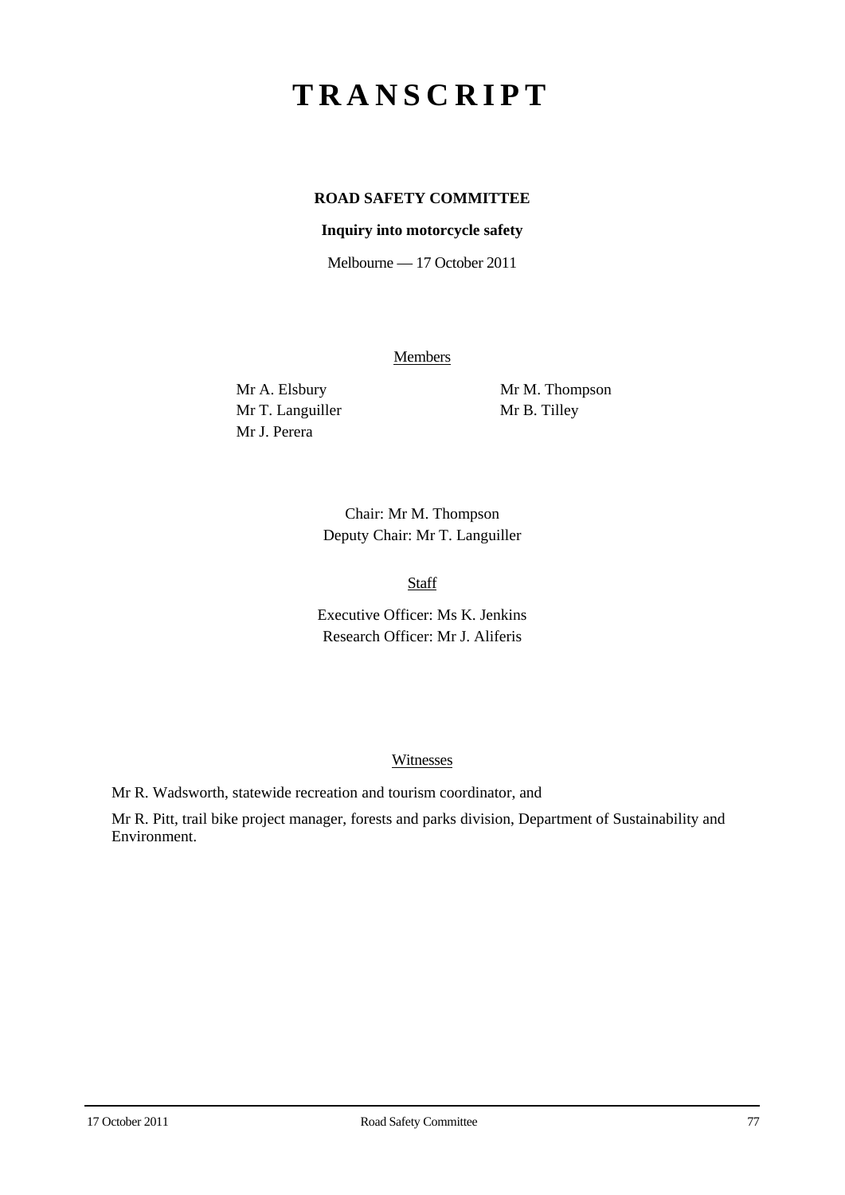# TRANSCRIPT

**ROAD SAFETY COMMITTEE**

**Inquiry into motorcycle safety**

Melbourne — 17 October 2011

Members

Mr A. Elsbury
Mr T. Languiller
Mr J. Perera
Mr M. Thompson
Mr B. Tilley

Chair: Mr M. Thompson
Deputy Chair: Mr T. Languiller

Staff

Executive Officer: Ms K. Jenkins
Research Officer: Mr J. Aliferis

Witnesses

Mr R. Wadsworth, statewide recreation and tourism coordinator, and

Mr R. Pitt, trail bike project manager, forests and parks division, Department of Sustainability and Environment.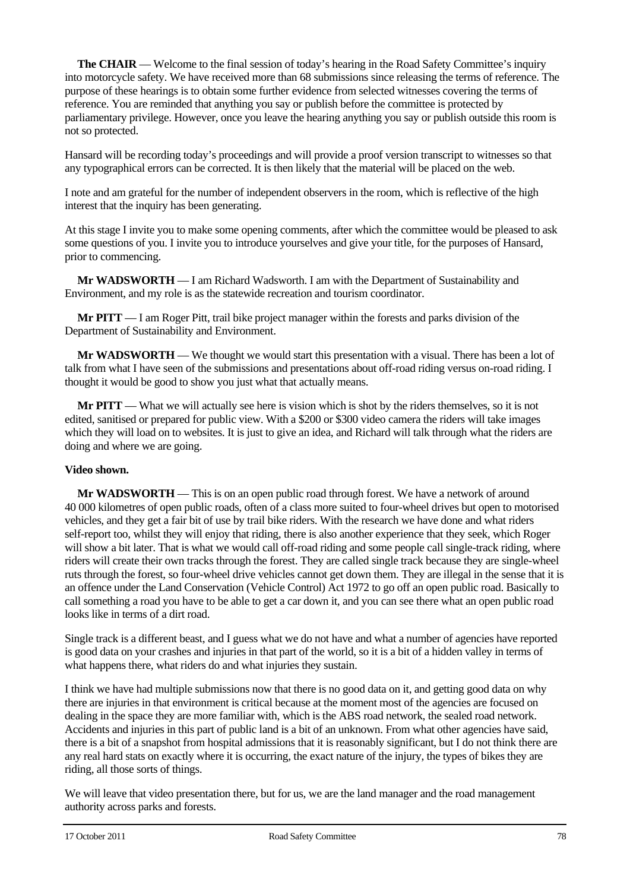**The CHAIR** — Welcome to the final session of today's hearing in the Road Safety Committee's inquiry into motorcycle safety. We have received more than 68 submissions since releasing the terms of reference. The purpose of these hearings is to obtain some further evidence from selected witnesses covering the terms of reference. You are reminded that anything you say or publish before the committee is protected by parliamentary privilege. However, once you leave the hearing anything you say or publish outside this room is not so protected.

Hansard will be recording today's proceedings and will provide a proof version transcript to witnesses so that any typographical errors can be corrected. It is then likely that the material will be placed on the web.

I note and am grateful for the number of independent observers in the room, which is reflective of the high interest that the inquiry has been generating.

At this stage I invite you to make some opening comments, after which the committee would be pleased to ask some questions of you. I invite you to introduce yourselves and give your title, for the purposes of Hansard, prior to commencing.

**Mr WADSWORTH** — I am Richard Wadsworth. I am with the Department of Sustainability and Environment, and my role is as the statewide recreation and tourism coordinator.

**Mr PITT** — I am Roger Pitt, trail bike project manager within the forests and parks division of the Department of Sustainability and Environment.

**Mr WADSWORTH** — We thought we would start this presentation with a visual. There has been a lot of talk from what I have seen of the submissions and presentations about off-road riding versus on-road riding. I thought it would be good to show you just what that actually means.

**Mr PITT** — What we will actually see here is vision which is shot by the riders themselves, so it is not edited, sanitised or prepared for public view. With a $200 or $300 video camera the riders will take images which they will load on to websites. It is just to give an idea, and Richard will talk through what the riders are doing and where we are going.

**Video shown.**

**Mr WADSWORTH** — This is on an open public road through forest. We have a network of around 40 000 kilometres of open public roads, often of a class more suited to four-wheel drives but open to motorised vehicles, and they get a fair bit of use by trail bike riders. With the research we have done and what riders self-report too, whilst they will enjoy that riding, there is also another experience that they seek, which Roger will show a bit later. That is what we would call off-road riding and some people call single-track riding, where riders will create their own tracks through the forest. They are called single track because they are single-wheel ruts through the forest, so four-wheel drive vehicles cannot get down them. They are illegal in the sense that it is an offence under the Land Conservation (Vehicle Control) Act 1972 to go off an open public road. Basically to call something a road you have to be able to get a car down it, and you can see there what an open public road looks like in terms of a dirt road.

Single track is a different beast, and I guess what we do not have and what a number of agencies have reported is good data on your crashes and injuries in that part of the world, so it is a bit of a hidden valley in terms of what happens there, what riders do and what injuries they sustain.

I think we have had multiple submissions now that there is no good data on it, and getting good data on why there are injuries in that environment is critical because at the moment most of the agencies are focused on dealing in the space they are more familiar with, which is the ABS road network, the sealed road network. Accidents and injuries in this part of public land is a bit of an unknown. From what other agencies have said, there is a bit of a snapshot from hospital admissions that it is reasonably significant, but I do not think there are any real hard stats on exactly where it is occurring, the exact nature of the injury, the types of bikes they are riding, all those sorts of things.

We will leave that video presentation there, but for us, we are the land manager and the road management authority across parks and forests.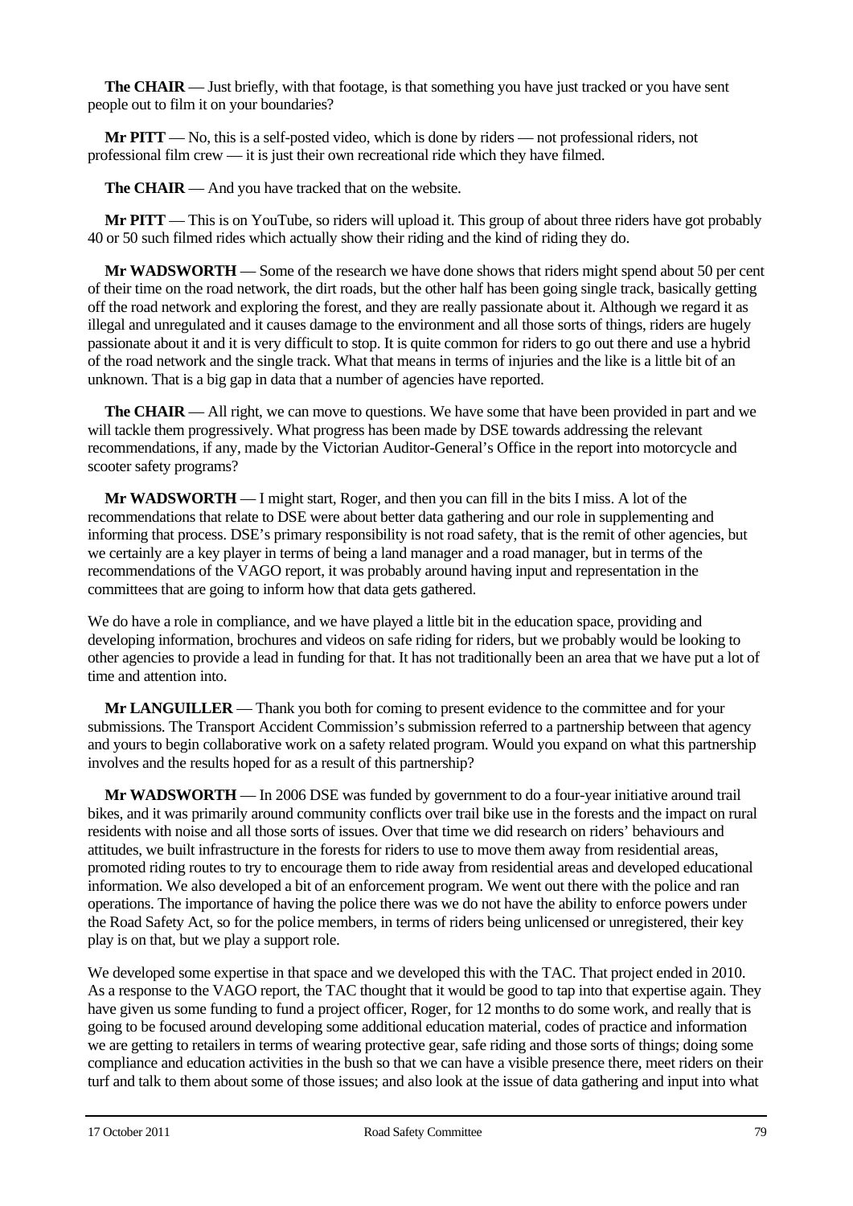**The CHAIR** — Just briefly, with that footage, is that something you have just tracked or you have sent people out to film it on your boundaries?

**Mr PITT** — No, this is a self-posted video, which is done by riders — not professional riders, not professional film crew — it is just their own recreational ride which they have filmed.

**The CHAIR** — And you have tracked that on the website.

**Mr PITT** — This is on YouTube, so riders will upload it. This group of about three riders have got probably 40 or 50 such filmed rides which actually show their riding and the kind of riding they do.

**Mr WADSWORTH** — Some of the research we have done shows that riders might spend about 50 per cent of their time on the road network, the dirt roads, but the other half has been going single track, basically getting off the road network and exploring the forest, and they are really passionate about it. Although we regard it as illegal and unregulated and it causes damage to the environment and all those sorts of things, riders are hugely passionate about it and it is very difficult to stop. It is quite common for riders to go out there and use a hybrid of the road network and the single track. What that means in terms of injuries and the like is a little bit of an unknown. That is a big gap in data that a number of agencies have reported.

**The CHAIR** — All right, we can move to questions. We have some that have been provided in part and we will tackle them progressively. What progress has been made by DSE towards addressing the relevant recommendations, if any, made by the Victorian Auditor-General's Office in the report into motorcycle and scooter safety programs?

**Mr WADSWORTH** — I might start, Roger, and then you can fill in the bits I miss. A lot of the recommendations that relate to DSE were about better data gathering and our role in supplementing and informing that process. DSE's primary responsibility is not road safety, that is the remit of other agencies, but we certainly are a key player in terms of being a land manager and a road manager, but in terms of the recommendations of the VAGO report, it was probably around having input and representation in the committees that are going to inform how that data gets gathered.

We do have a role in compliance, and we have played a little bit in the education space, providing and developing information, brochures and videos on safe riding for riders, but we probably would be looking to other agencies to provide a lead in funding for that. It has not traditionally been an area that we have put a lot of time and attention into.

**Mr LANGUILLER** — Thank you both for coming to present evidence to the committee and for your submissions. The Transport Accident Commission's submission referred to a partnership between that agency and yours to begin collaborative work on a safety related program. Would you expand on what this partnership involves and the results hoped for as a result of this partnership?

**Mr WADSWORTH** — In 2006 DSE was funded by government to do a four-year initiative around trail bikes, and it was primarily around community conflicts over trail bike use in the forests and the impact on rural residents with noise and all those sorts of issues. Over that time we did research on riders' behaviours and attitudes, we built infrastructure in the forests for riders to use to move them away from residential areas, promoted riding routes to try to encourage them to ride away from residential areas and developed educational information. We also developed a bit of an enforcement program. We went out there with the police and ran operations. The importance of having the police there was we do not have the ability to enforce powers under the Road Safety Act, so for the police members, in terms of riders being unlicensed or unregistered, their key play is on that, but we play a support role.

We developed some expertise in that space and we developed this with the TAC. That project ended in 2010. As a response to the VAGO report, the TAC thought that it would be good to tap into that expertise again. They have given us some funding to fund a project officer, Roger, for 12 months to do some work, and really that is going to be focused around developing some additional education material, codes of practice and information we are getting to retailers in terms of wearing protective gear, safe riding and those sorts of things; doing some compliance and education activities in the bush so that we can have a visible presence there, meet riders on their turf and talk to them about some of those issues; and also look at the issue of data gathering and input into what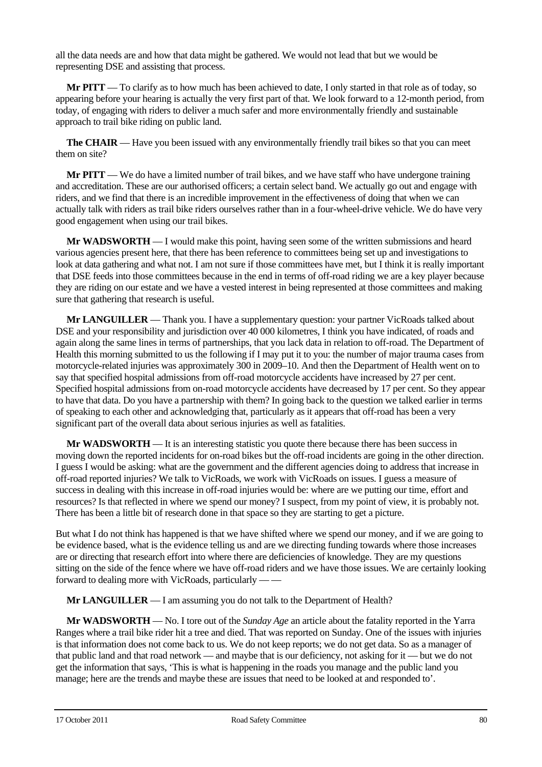all the data needs are and how that data might be gathered. We would not lead that but we would be representing DSE and assisting that process.

**Mr PITT** — To clarify as to how much has been achieved to date, I only started in that role as of today, so appearing before your hearing is actually the very first part of that. We look forward to a 12-month period, from today, of engaging with riders to deliver a much safer and more environmentally friendly and sustainable approach to trail bike riding on public land.

**The CHAIR** — Have you been issued with any environmentally friendly trail bikes so that you can meet them on site?

**Mr PITT** — We do have a limited number of trail bikes, and we have staff who have undergone training and accreditation. These are our authorised officers; a certain select band. We actually go out and engage with riders, and we find that there is an incredible improvement in the effectiveness of doing that when we can actually talk with riders as trail bike riders ourselves rather than in a four-wheel-drive vehicle. We do have very good engagement when using our trail bikes.

**Mr WADSWORTH** — I would make this point, having seen some of the written submissions and heard various agencies present here, that there has been reference to committees being set up and investigations to look at data gathering and what not. I am not sure if those committees have met, but I think it is really important that DSE feeds into those committees because in the end in terms of off-road riding we are a key player because they are riding on our estate and we have a vested interest in being represented at those committees and making sure that gathering that research is useful.

**Mr LANGUILLER** — Thank you. I have a supplementary question: your partner VicRoads talked about DSE and your responsibility and jurisdiction over 40 000 kilometres, I think you have indicated, of roads and again along the same lines in terms of partnerships, that you lack data in relation to off-road. The Department of Health this morning submitted to us the following if I may put it to you: the number of major trauma cases from motorcycle-related injuries was approximately 300 in 2009–10. And then the Department of Health went on to say that specified hospital admissions from off-road motorcycle accidents have increased by 27 per cent. Specified hospital admissions from on-road motorcycle accidents have decreased by 17 per cent. So they appear to have that data. Do you have a partnership with them? In going back to the question we talked earlier in terms of speaking to each other and acknowledging that, particularly as it appears that off-road has been a very significant part of the overall data about serious injuries as well as fatalities.

**Mr WADSWORTH** — It is an interesting statistic you quote there because there has been success in moving down the reported incidents for on-road bikes but the off-road incidents are going in the other direction. I guess I would be asking: what are the government and the different agencies doing to address that increase in off-road reported injuries? We talk to VicRoads, we work with VicRoads on issues. I guess a measure of success in dealing with this increase in off-road injuries would be: where are we putting our time, effort and resources? Is that reflected in where we spend our money? I suspect, from my point of view, it is probably not. There has been a little bit of research done in that space so they are starting to get a picture.

But what I do not think has happened is that we have shifted where we spend our money, and if we are going to be evidence based, what is the evidence telling us and are we directing funding towards where those increases are or directing that research effort into where there are deficiencies of knowledge. They are my questions sitting on the side of the fence where we have off-road riders and we have those issues. We are certainly looking forward to dealing more with VicRoads, particularly — —

**Mr LANGUILLER** — I am assuming you do not talk to the Department of Health?

**Mr WADSWORTH** — No. I tore out of the *Sunday Age* an article about the fatality reported in the Yarra Ranges where a trail bike rider hit a tree and died. That was reported on Sunday. One of the issues with injuries is that information does not come back to us. We do not keep reports; we do not get data. So as a manager of that public land and that road network — and maybe that is our deficiency, not asking for it — but we do not get the information that says, 'This is what is happening in the roads you manage and the public land you manage; here are the trends and maybe these are issues that need to be looked at and responded to'.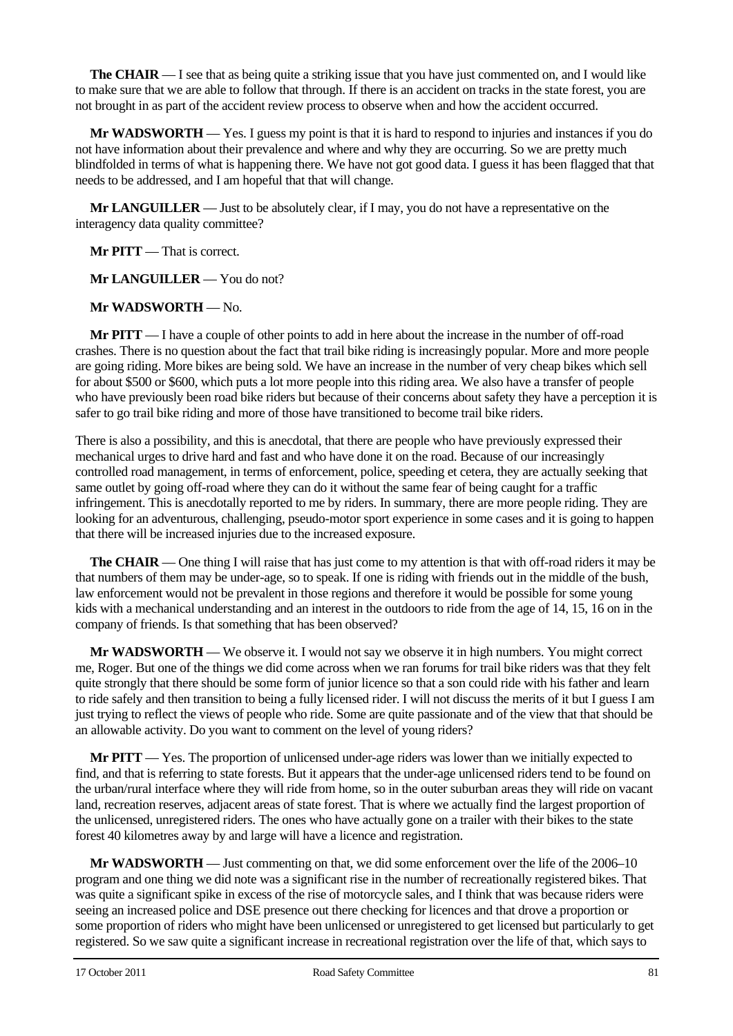**The CHAIR** — I see that as being quite a striking issue that you have just commented on, and I would like to make sure that we are able to follow that through. If there is an accident on tracks in the state forest, you are not brought in as part of the accident review process to observe when and how the accident occurred.

**Mr WADSWORTH** — Yes. I guess my point is that it is hard to respond to injuries and instances if you do not have information about their prevalence and where and why they are occurring. So we are pretty much blindfolded in terms of what is happening there. We have not got good data. I guess it has been flagged that that needs to be addressed, and I am hopeful that that will change.

**Mr LANGUILLER** — Just to be absolutely clear, if I may, you do not have a representative on the interagency data quality committee?

**Mr PITT** — That is correct.

**Mr LANGUILLER** — You do not?

**Mr WADSWORTH** — No.

**Mr PITT** — I have a couple of other points to add in here about the increase in the number of off-road crashes. There is no question about the fact that trail bike riding is increasingly popular. More and more people are going riding. More bikes are being sold. We have an increase in the number of very cheap bikes which sell for about $500 or $600, which puts a lot more people into this riding area. We also have a transfer of people who have previously been road bike riders but because of their concerns about safety they have a perception it is safer to go trail bike riding and more of those have transitioned to become trail bike riders.

There is also a possibility, and this is anecdotal, that there are people who have previously expressed their mechanical urges to drive hard and fast and who have done it on the road. Because of our increasingly controlled road management, in terms of enforcement, police, speeding et cetera, they are actually seeking that same outlet by going off-road where they can do it without the same fear of being caught for a traffic infringement. This is anecdotally reported to me by riders. In summary, there are more people riding. They are looking for an adventurous, challenging, pseudo-motor sport experience in some cases and it is going to happen that there will be increased injuries due to the increased exposure.

**The CHAIR** — One thing I will raise that has just come to my attention is that with off-road riders it may be that numbers of them may be under-age, so to speak. If one is riding with friends out in the middle of the bush, law enforcement would not be prevalent in those regions and therefore it would be possible for some young kids with a mechanical understanding and an interest in the outdoors to ride from the age of 14, 15, 16 on in the company of friends. Is that something that has been observed?

**Mr WADSWORTH** — We observe it. I would not say we observe it in high numbers. You might correct me, Roger. But one of the things we did come across when we ran forums for trail bike riders was that they felt quite strongly that there should be some form of junior licence so that a son could ride with his father and learn to ride safely and then transition to being a fully licensed rider. I will not discuss the merits of it but I guess I am just trying to reflect the views of people who ride. Some are quite passionate and of the view that that should be an allowable activity. Do you want to comment on the level of young riders?

**Mr PITT** — Yes. The proportion of unlicensed under-age riders was lower than we initially expected to find, and that is referring to state forests. But it appears that the under-age unlicensed riders tend to be found on the urban/rural interface where they will ride from home, so in the outer suburban areas they will ride on vacant land, recreation reserves, adjacent areas of state forest. That is where we actually find the largest proportion of the unlicensed, unregistered riders. The ones who have actually gone on a trailer with their bikes to the state forest 40 kilometres away by and large will have a licence and registration.

**Mr WADSWORTH** — Just commenting on that, we did some enforcement over the life of the 2006–10 program and one thing we did note was a significant rise in the number of recreationally registered bikes. That was quite a significant spike in excess of the rise of motorcycle sales, and I think that was because riders were seeing an increased police and DSE presence out there checking for licences and that drove a proportion or some proportion of riders who might have been unlicensed or unregistered to get licensed but particularly to get registered. So we saw quite a significant increase in recreational registration over the life of that, which says to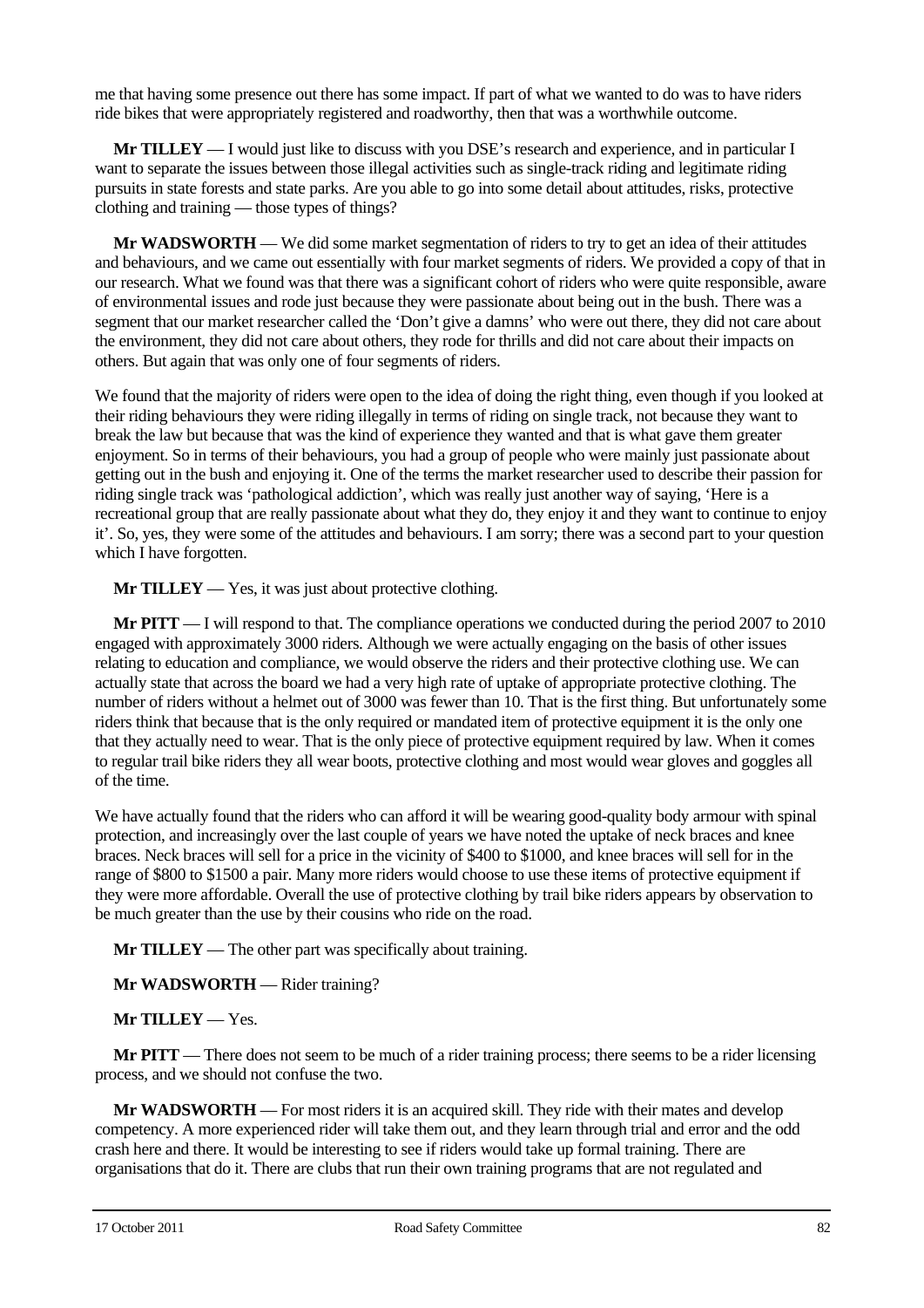me that having some presence out there has some impact. If part of what we wanted to do was to have riders ride bikes that were appropriately registered and roadworthy, then that was a worthwhile outcome.

**Mr TILLEY** — I would just like to discuss with you DSE's research and experience, and in particular I want to separate the issues between those illegal activities such as single-track riding and legitimate riding pursuits in state forests and state parks. Are you able to go into some detail about attitudes, risks, protective clothing and training — those types of things?

**Mr WADSWORTH** — We did some market segmentation of riders to try to get an idea of their attitudes and behaviours, and we came out essentially with four market segments of riders. We provided a copy of that in our research. What we found was that there was a significant cohort of riders who were quite responsible, aware of environmental issues and rode just because they were passionate about being out in the bush. There was a segment that our market researcher called the 'Don't give a damns' who were out there, they did not care about the environment, they did not care about others, they rode for thrills and did not care about their impacts on others. But again that was only one of four segments of riders.

We found that the majority of riders were open to the idea of doing the right thing, even though if you looked at their riding behaviours they were riding illegally in terms of riding on single track, not because they want to break the law but because that was the kind of experience they wanted and that is what gave them greater enjoyment. So in terms of their behaviours, you had a group of people who were mainly just passionate about getting out in the bush and enjoying it. One of the terms the market researcher used to describe their passion for riding single track was 'pathological addiction', which was really just another way of saying, 'Here is a recreational group that are really passionate about what they do, they enjoy it and they want to continue to enjoy it'. So, yes, they were some of the attitudes and behaviours. I am sorry; there was a second part to your question which I have forgotten.

**Mr TILLEY** — Yes, it was just about protective clothing.

**Mr PITT** — I will respond to that. The compliance operations we conducted during the period 2007 to 2010 engaged with approximately 3000 riders. Although we were actually engaging on the basis of other issues relating to education and compliance, we would observe the riders and their protective clothing use. We can actually state that across the board we had a very high rate of uptake of appropriate protective clothing. The number of riders without a helmet out of 3000 was fewer than 10. That is the first thing. But unfortunately some riders think that because that is the only required or mandated item of protective equipment it is the only one that they actually need to wear. That is the only piece of protective equipment required by law. When it comes to regular trail bike riders they all wear boots, protective clothing and most would wear gloves and goggles all of the time.

We have actually found that the riders who can afford it will be wearing good-quality body armour with spinal protection, and increasingly over the last couple of years we have noted the uptake of neck braces and knee braces. Neck braces will sell for a price in the vicinity of $400 to $1000, and knee braces will sell for in the range of $800 to $1500 a pair. Many more riders would choose to use these items of protective equipment if they were more affordable. Overall the use of protective clothing by trail bike riders appears by observation to be much greater than the use by their cousins who ride on the road.

**Mr TILLEY** — The other part was specifically about training.

**Mr WADSWORTH** — Rider training?

**Mr TILLEY** — Yes.

**Mr PITT** — There does not seem to be much of a rider training process; there seems to be a rider licensing process, and we should not confuse the two.

**Mr WADSWORTH** — For most riders it is an acquired skill. They ride with their mates and develop competency. A more experienced rider will take them out, and they learn through trial and error and the odd crash here and there. It would be interesting to see if riders would take up formal training. There are organisations that do it. There are clubs that run their own training programs that are not regulated and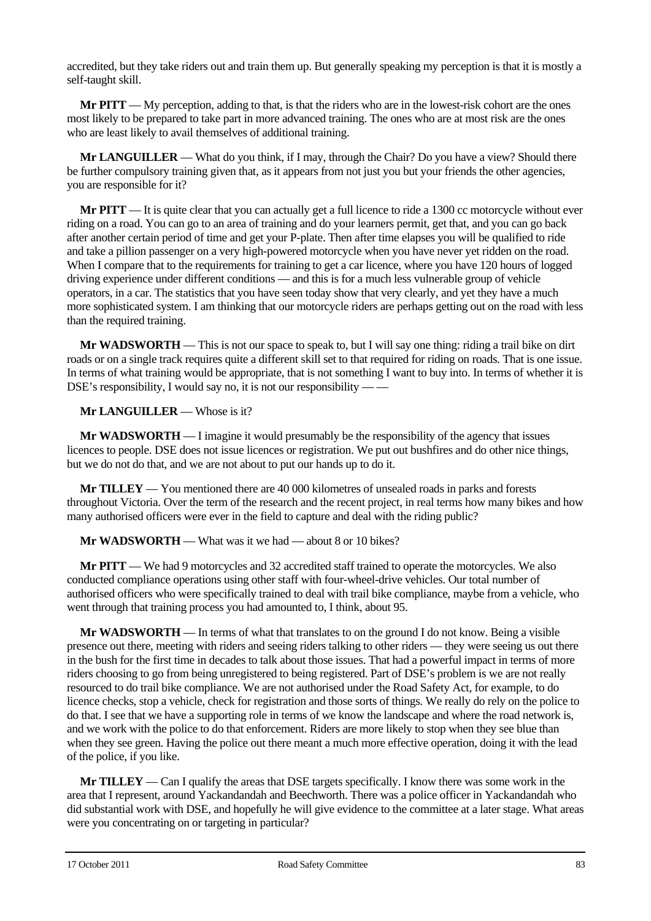accredited, but they take riders out and train them up. But generally speaking my perception is that it is mostly a self-taught skill.

**Mr PITT** — My perception, adding to that, is that the riders who are in the lowest-risk cohort are the ones most likely to be prepared to take part in more advanced training. The ones who are at most risk are the ones who are least likely to avail themselves of additional training.

**Mr LANGUILLER** — What do you think, if I may, through the Chair? Do you have a view? Should there be further compulsory training given that, as it appears from not just you but your friends the other agencies, you are responsible for it?

**Mr PITT** — It is quite clear that you can actually get a full licence to ride a 1300 cc motorcycle without ever riding on a road. You can go to an area of training and do your learners permit, get that, and you can go back after another certain period of time and get your P-plate. Then after time elapses you will be qualified to ride and take a pillion passenger on a very high-powered motorcycle when you have never yet ridden on the road. When I compare that to the requirements for training to get a car licence, where you have 120 hours of logged driving experience under different conditions — and this is for a much less vulnerable group of vehicle operators, in a car. The statistics that you have seen today show that very clearly, and yet they have a much more sophisticated system. I am thinking that our motorcycle riders are perhaps getting out on the road with less than the required training.

**Mr WADSWORTH** — This is not our space to speak to, but I will say one thing: riding a trail bike on dirt roads or on a single track requires quite a different skill set to that required for riding on roads. That is one issue. In terms of what training would be appropriate, that is not something I want to buy into. In terms of whether it is DSE's responsibility, I would say no, it is not our responsibility — —

**Mr LANGUILLER** — Whose is it?

**Mr WADSWORTH** — I imagine it would presumably be the responsibility of the agency that issues licences to people. DSE does not issue licences or registration. We put out bushfires and do other nice things, but we do not do that, and we are not about to put our hands up to do it.

**Mr TILLEY** — You mentioned there are 40 000 kilometres of unsealed roads in parks and forests throughout Victoria. Over the term of the research and the recent project, in real terms how many bikes and how many authorised officers were ever in the field to capture and deal with the riding public?

**Mr WADSWORTH** — What was it we had — about 8 or 10 bikes?

**Mr PITT** — We had 9 motorcycles and 32 accredited staff trained to operate the motorcycles. We also conducted compliance operations using other staff with four-wheel-drive vehicles. Our total number of authorised officers who were specifically trained to deal with trail bike compliance, maybe from a vehicle, who went through that training process you had amounted to, I think, about 95.

**Mr WADSWORTH** — In terms of what that translates to on the ground I do not know. Being a visible presence out there, meeting with riders and seeing riders talking to other riders — they were seeing us out there in the bush for the first time in decades to talk about those issues. That had a powerful impact in terms of more riders choosing to go from being unregistered to being registered. Part of DSE's problem is we are not really resourced to do trail bike compliance. We are not authorised under the Road Safety Act, for example, to do licence checks, stop a vehicle, check for registration and those sorts of things. We really do rely on the police to do that. I see that we have a supporting role in terms of we know the landscape and where the road network is, and we work with the police to do that enforcement. Riders are more likely to stop when they see blue than when they see green. Having the police out there meant a much more effective operation, doing it with the lead of the police, if you like.

**Mr TILLEY** — Can I qualify the areas that DSE targets specifically. I know there was some work in the area that I represent, around Yackandandah and Beechworth. There was a police officer in Yackandandah who did substantial work with DSE, and hopefully he will give evidence to the committee at a later stage. What areas were you concentrating on or targeting in particular?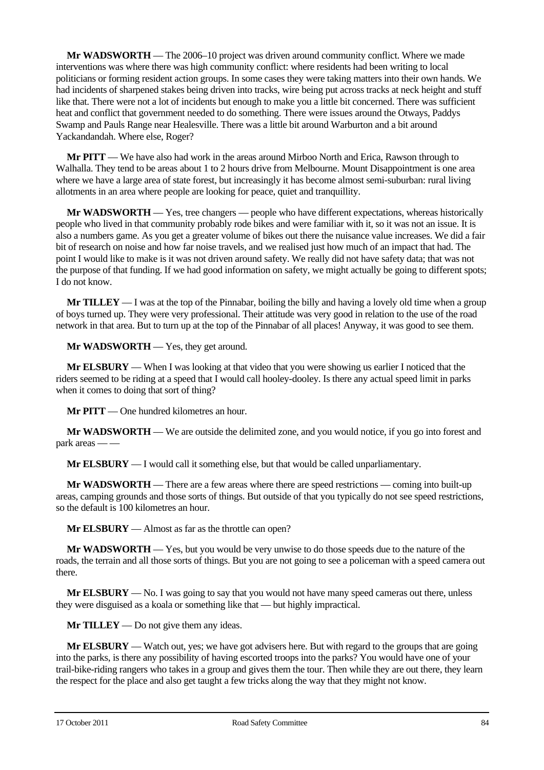**Mr WADSWORTH** — The 2006–10 project was driven around community conflict. Where we made interventions was where there was high community conflict: where residents had been writing to local politicians or forming resident action groups. In some cases they were taking matters into their own hands. We had incidents of sharpened stakes being driven into tracks, wire being put across tracks at neck height and stuff like that. There were not a lot of incidents but enough to make you a little bit concerned. There was sufficient heat and conflict that government needed to do something. There were issues around the Otways, Paddys Swamp and Pauls Range near Healesville. There was a little bit around Warburton and a bit around Yackandandah. Where else, Roger?

**Mr PITT** — We have also had work in the areas around Mirboo North and Erica, Rawson through to Walhalla. They tend to be areas about 1 to 2 hours drive from Melbourne. Mount Disappointment is one area where we have a large area of state forest, but increasingly it has become almost semi-suburban: rural living allotments in an area where people are looking for peace, quiet and tranquillity.

**Mr WADSWORTH** — Yes, tree changers — people who have different expectations, whereas historically people who lived in that community probably rode bikes and were familiar with it, so it was not an issue. It is also a numbers game. As you get a greater volume of bikes out there the nuisance value increases. We did a fair bit of research on noise and how far noise travels, and we realised just how much of an impact that had. The point I would like to make is it was not driven around safety. We really did not have safety data; that was not the purpose of that funding. If we had good information on safety, we might actually be going to different spots; I do not know.

**Mr TILLEY** — I was at the top of the Pinnabar, boiling the billy and having a lovely old time when a group of boys turned up. They were very professional. Their attitude was very good in relation to the use of the road network in that area. But to turn up at the top of the Pinnabar of all places! Anyway, it was good to see them.

**Mr WADSWORTH** — Yes, they get around.

**Mr ELSBURY** — When I was looking at that video that you were showing us earlier I noticed that the riders seemed to be riding at a speed that I would call hooley-dooley. Is there any actual speed limit in parks when it comes to doing that sort of thing?

**Mr PITT** — One hundred kilometres an hour.

**Mr WADSWORTH** — We are outside the delimited zone, and you would notice, if you go into forest and park areas — —

**Mr ELSBURY** — I would call it something else, but that would be called unparliamentary.

**Mr WADSWORTH** — There are a few areas where there are speed restrictions — coming into built-up areas, camping grounds and those sorts of things. But outside of that you typically do not see speed restrictions, so the default is 100 kilometres an hour.

**Mr ELSBURY** — Almost as far as the throttle can open?

**Mr WADSWORTH** — Yes, but you would be very unwise to do those speeds due to the nature of the roads, the terrain and all those sorts of things. But you are not going to see a policeman with a speed camera out there.

**Mr ELSBURY** — No. I was going to say that you would not have many speed cameras out there, unless they were disguised as a koala or something like that — but highly impractical.

**Mr TILLEY** — Do not give them any ideas.

**Mr ELSBURY** — Watch out, yes; we have got advisers here. But with regard to the groups that are going into the parks, is there any possibility of having escorted troops into the parks? You would have one of your trail-bike-riding rangers who takes in a group and gives them the tour. Then while they are out there, they learn the respect for the place and also get taught a few tricks along the way that they might not know.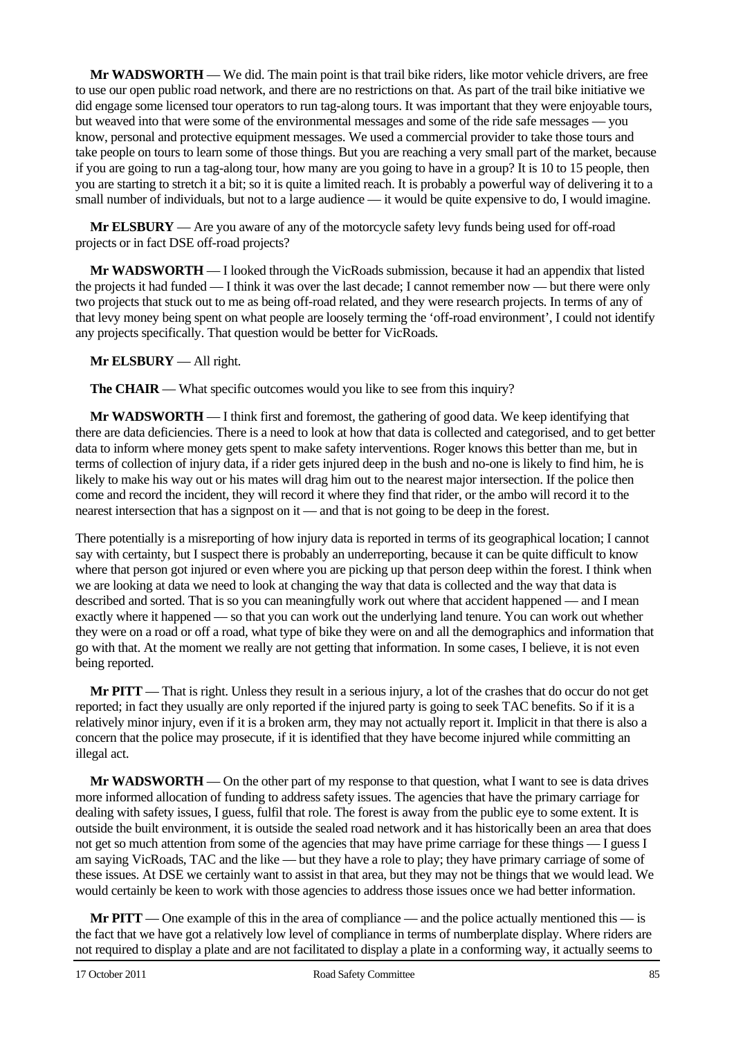**Mr WADSWORTH** — We did. The main point is that trail bike riders, like motor vehicle drivers, are free to use our open public road network, and there are no restrictions on that. As part of the trail bike initiative we did engage some licensed tour operators to run tag-along tours. It was important that they were enjoyable tours, but weaved into that were some of the environmental messages and some of the ride safe messages — you know, personal and protective equipment messages. We used a commercial provider to take those tours and take people on tours to learn some of those things. But you are reaching a very small part of the market, because if you are going to run a tag-along tour, how many are you going to have in a group? It is 10 to 15 people, then you are starting to stretch it a bit; so it is quite a limited reach. It is probably a powerful way of delivering it to a small number of individuals, but not to a large audience — it would be quite expensive to do, I would imagine.

**Mr ELSBURY** — Are you aware of any of the motorcycle safety levy funds being used for off-road projects or in fact DSE off-road projects?

**Mr WADSWORTH** — I looked through the VicRoads submission, because it had an appendix that listed the projects it had funded — I think it was over the last decade; I cannot remember now — but there were only two projects that stuck out to me as being off-road related, and they were research projects. In terms of any of that levy money being spent on what people are loosely terming the 'off-road environment', I could not identify any projects specifically. That question would be better for VicRoads.

**Mr ELSBURY** — All right.

**The CHAIR** — What specific outcomes would you like to see from this inquiry?

**Mr WADSWORTH** — I think first and foremost, the gathering of good data. We keep identifying that there are data deficiencies. There is a need to look at how that data is collected and categorised, and to get better data to inform where money gets spent to make safety interventions. Roger knows this better than me, but in terms of collection of injury data, if a rider gets injured deep in the bush and no-one is likely to find him, he is likely to make his way out or his mates will drag him out to the nearest major intersection. If the police then come and record the incident, they will record it where they find that rider, or the ambo will record it to the nearest intersection that has a signpost on it — and that is not going to be deep in the forest.

There potentially is a misreporting of how injury data is reported in terms of its geographical location; I cannot say with certainty, but I suspect there is probably an underreporting, because it can be quite difficult to know where that person got injured or even where you are picking up that person deep within the forest. I think when we are looking at data we need to look at changing the way that data is collected and the way that data is described and sorted. That is so you can meaningfully work out where that accident happened — and I mean exactly where it happened — so that you can work out the underlying land tenure. You can work out whether they were on a road or off a road, what type of bike they were on and all the demographics and information that go with that. At the moment we really are not getting that information. In some cases, I believe, it is not even being reported.

**Mr PITT** — That is right. Unless they result in a serious injury, a lot of the crashes that do occur do not get reported; in fact they usually are only reported if the injured party is going to seek TAC benefits. So if it is a relatively minor injury, even if it is a broken arm, they may not actually report it. Implicit in that there is also a concern that the police may prosecute, if it is identified that they have become injured while committing an illegal act.

**Mr WADSWORTH** — On the other part of my response to that question, what I want to see is data drives more informed allocation of funding to address safety issues. The agencies that have the primary carriage for dealing with safety issues, I guess, fulfil that role. The forest is away from the public eye to some extent. It is outside the built environment, it is outside the sealed road network and it has historically been an area that does not get so much attention from some of the agencies that may have prime carriage for these things — I guess I am saying VicRoads, TAC and the like — but they have a role to play; they have primary carriage of some of these issues. At DSE we certainly want to assist in that area, but they may not be things that we would lead. We would certainly be keen to work with those agencies to address those issues once we had better information.

**Mr PITT** — One example of this in the area of compliance — and the police actually mentioned this — is the fact that we have got a relatively low level of compliance in terms of numberplate display. Where riders are not required to display a plate and are not facilitated to display a plate in a conforming way, it actually seems to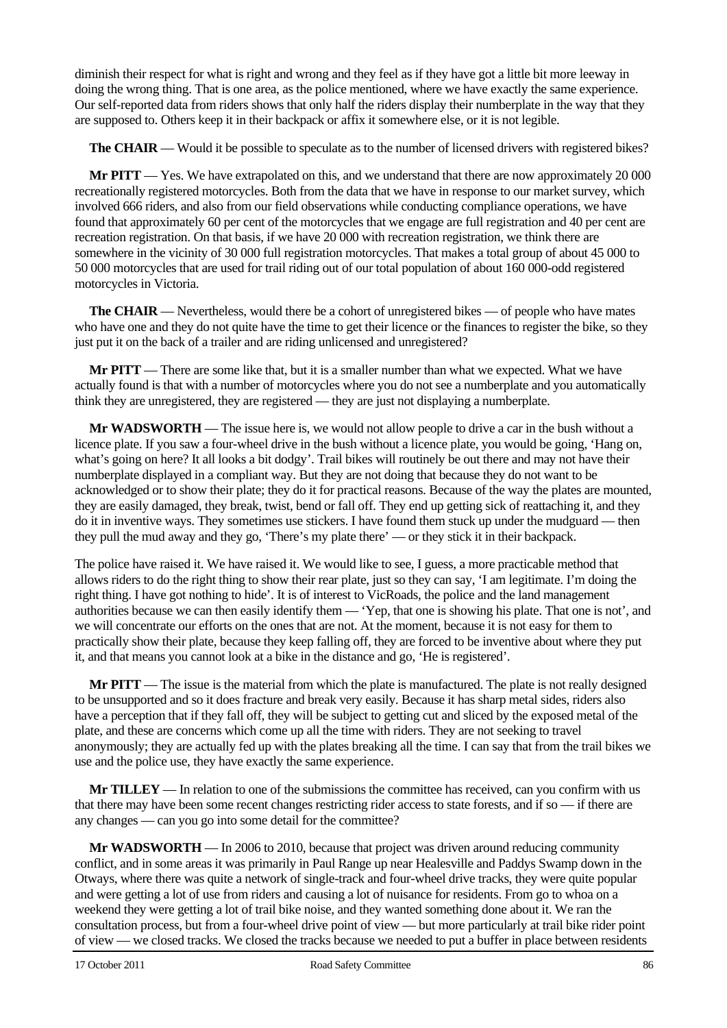diminish their respect for what is right and wrong and they feel as if they have got a little bit more leeway in doing the wrong thing. That is one area, as the police mentioned, where we have exactly the same experience. Our self-reported data from riders shows that only half the riders display their numberplate in the way that they are supposed to. Others keep it in their backpack or affix it somewhere else, or it is not legible.

**The CHAIR** — Would it be possible to speculate as to the number of licensed drivers with registered bikes?

**Mr PITT** — Yes. We have extrapolated on this, and we understand that there are now approximately 20 000 recreationally registered motorcycles. Both from the data that we have in response to our market survey, which involved 666 riders, and also from our field observations while conducting compliance operations, we have found that approximately 60 per cent of the motorcycles that we engage are full registration and 40 per cent are recreation registration. On that basis, if we have 20 000 with recreation registration, we think there are somewhere in the vicinity of 30 000 full registration motorcycles. That makes a total group of about 45 000 to 50 000 motorcycles that are used for trail riding out of our total population of about 160 000-odd registered motorcycles in Victoria.

**The CHAIR** — Nevertheless, would there be a cohort of unregistered bikes — of people who have mates who have one and they do not quite have the time to get their licence or the finances to register the bike, so they just put it on the back of a trailer and are riding unlicensed and unregistered?

**Mr PITT** — There are some like that, but it is a smaller number than what we expected. What we have actually found is that with a number of motorcycles where you do not see a numberplate and you automatically think they are unregistered, they are registered — they are just not displaying a numberplate.

**Mr WADSWORTH** — The issue here is, we would not allow people to drive a car in the bush without a licence plate. If you saw a four-wheel drive in the bush without a licence plate, you would be going, 'Hang on, what's going on here? It all looks a bit dodgy'. Trail bikes will routinely be out there and may not have their numberplate displayed in a compliant way. But they are not doing that because they do not want to be acknowledged or to show their plate; they do it for practical reasons. Because of the way the plates are mounted, they are easily damaged, they break, twist, bend or fall off. They end up getting sick of reattaching it, and they do it in inventive ways. They sometimes use stickers. I have found them stuck up under the mudguard — then they pull the mud away and they go, 'There's my plate there' — or they stick it in their backpack.

The police have raised it. We have raised it. We would like to see, I guess, a more practicable method that allows riders to do the right thing to show their rear plate, just so they can say, 'I am legitimate. I'm doing the right thing. I have got nothing to hide'. It is of interest to VicRoads, the police and the land management authorities because we can then easily identify them — 'Yep, that one is showing his plate. That one is not', and we will concentrate our efforts on the ones that are not. At the moment, because it is not easy for them to practically show their plate, because they keep falling off, they are forced to be inventive about where they put it, and that means you cannot look at a bike in the distance and go, 'He is registered'.

**Mr PITT** — The issue is the material from which the plate is manufactured. The plate is not really designed to be unsupported and so it does fracture and break very easily. Because it has sharp metal sides, riders also have a perception that if they fall off, they will be subject to getting cut and sliced by the exposed metal of the plate, and these are concerns which come up all the time with riders. They are not seeking to travel anonymously; they are actually fed up with the plates breaking all the time. I can say that from the trail bikes we use and the police use, they have exactly the same experience.

**Mr TILLEY** — In relation to one of the submissions the committee has received, can you confirm with us that there may have been some recent changes restricting rider access to state forests, and if so — if there are any changes — can you go into some detail for the committee?

**Mr WADSWORTH** — In 2006 to 2010, because that project was driven around reducing community conflict, and in some areas it was primarily in Paul Range up near Healesville and Paddys Swamp down in the Otways, where there was quite a network of single-track and four-wheel drive tracks, they were quite popular and were getting a lot of use from riders and causing a lot of nuisance for residents. From go to whoa on a weekend they were getting a lot of trail bike noise, and they wanted something done about it. We ran the consultation process, but from a four-wheel drive point of view — but more particularly at trail bike rider point of view — we closed tracks. We closed the tracks because we needed to put a buffer in place between residents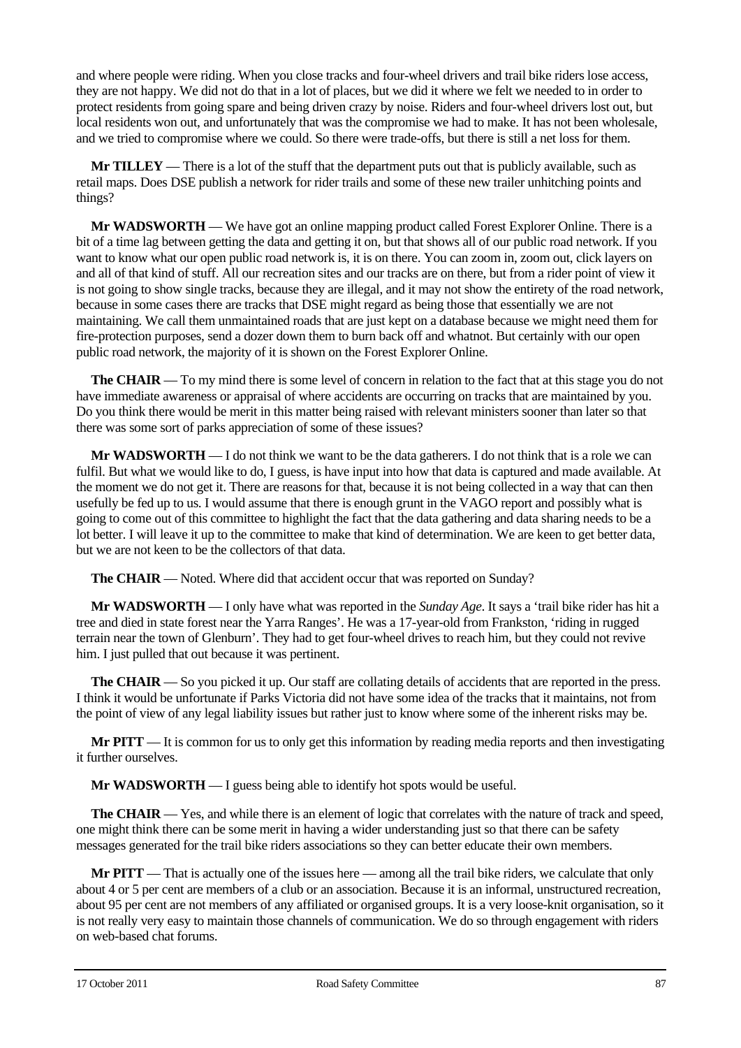and where people were riding. When you close tracks and four-wheel drivers and trail bike riders lose access, they are not happy. We did not do that in a lot of places, but we did it where we felt we needed to in order to protect residents from going spare and being driven crazy by noise. Riders and four-wheel drivers lost out, but local residents won out, and unfortunately that was the compromise we had to make. It has not been wholesale, and we tried to compromise where we could. So there were trade-offs, but there is still a net loss for them.

**Mr TILLEY** — There is a lot of the stuff that the department puts out that is publicly available, such as retail maps. Does DSE publish a network for rider trails and some of these new trailer unhitching points and things?

**Mr WADSWORTH** — We have got an online mapping product called Forest Explorer Online. There is a bit of a time lag between getting the data and getting it on, but that shows all of our public road network. If you want to know what our open public road network is, it is on there. You can zoom in, zoom out, click layers on and all of that kind of stuff. All our recreation sites and our tracks are on there, but from a rider point of view it is not going to show single tracks, because they are illegal, and it may not show the entirety of the road network, because in some cases there are tracks that DSE might regard as being those that essentially we are not maintaining. We call them unmaintained roads that are just kept on a database because we might need them for fire-protection purposes, send a dozer down them to burn back off and whatnot. But certainly with our open public road network, the majority of it is shown on the Forest Explorer Online.

**The CHAIR** — To my mind there is some level of concern in relation to the fact that at this stage you do not have immediate awareness or appraisal of where accidents are occurring on tracks that are maintained by you. Do you think there would be merit in this matter being raised with relevant ministers sooner than later so that there was some sort of parks appreciation of some of these issues?

**Mr WADSWORTH** — I do not think we want to be the data gatherers. I do not think that is a role we can fulfil. But what we would like to do, I guess, is have input into how that data is captured and made available. At the moment we do not get it. There are reasons for that, because it is not being collected in a way that can then usefully be fed up to us. I would assume that there is enough grunt in the VAGO report and possibly what is going to come out of this committee to highlight the fact that the data gathering and data sharing needs to be a lot better. I will leave it up to the committee to make that kind of determination. We are keen to get better data, but we are not keen to be the collectors of that data.

**The CHAIR** — Noted. Where did that accident occur that was reported on Sunday?

**Mr WADSWORTH** — I only have what was reported in the *Sunday Age*. It says a 'trail bike rider has hit a tree and died in state forest near the Yarra Ranges'. He was a 17-year-old from Frankston, 'riding in rugged terrain near the town of Glenburn'. They had to get four-wheel drives to reach him, but they could not revive him. I just pulled that out because it was pertinent.

**The CHAIR** — So you picked it up. Our staff are collating details of accidents that are reported in the press. I think it would be unfortunate if Parks Victoria did not have some idea of the tracks that it maintains, not from the point of view of any legal liability issues but rather just to know where some of the inherent risks may be.

**Mr PITT** — It is common for us to only get this information by reading media reports and then investigating it further ourselves.

**Mr WADSWORTH** — I guess being able to identify hot spots would be useful.

**The CHAIR** — Yes, and while there is an element of logic that correlates with the nature of track and speed, one might think there can be some merit in having a wider understanding just so that there can be safety messages generated for the trail bike riders associations so they can better educate their own members.

**Mr PITT** — That is actually one of the issues here — among all the trail bike riders, we calculate that only about 4 or 5 per cent are members of a club or an association. Because it is an informal, unstructured recreation, about 95 per cent are not members of any affiliated or organised groups. It is a very loose-knit organisation, so it is not really very easy to maintain those channels of communication. We do so through engagement with riders on web-based chat forums.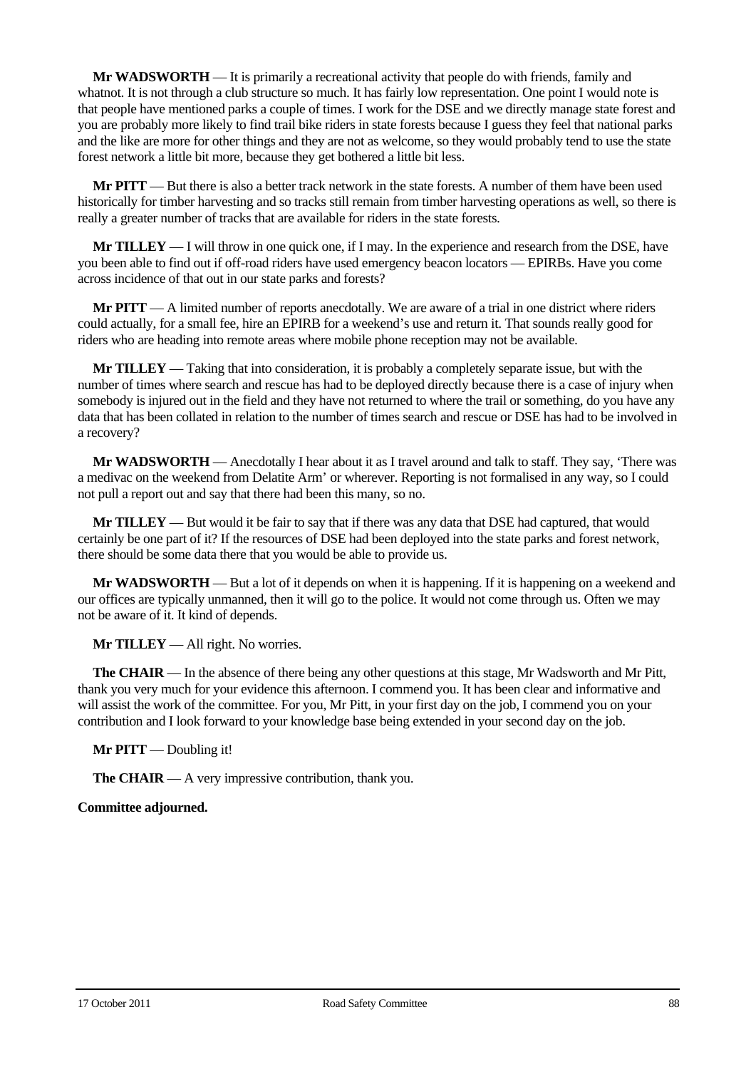**Mr WADSWORTH** — It is primarily a recreational activity that people do with friends, family and whatnot. It is not through a club structure so much. It has fairly low representation. One point I would note is that people have mentioned parks a couple of times. I work for the DSE and we directly manage state forest and you are probably more likely to find trail bike riders in state forests because I guess they feel that national parks and the like are more for other things and they are not as welcome, so they would probably tend to use the state forest network a little bit more, because they get bothered a little bit less.

**Mr PITT** — But there is also a better track network in the state forests. A number of them have been used historically for timber harvesting and so tracks still remain from timber harvesting operations as well, so there is really a greater number of tracks that are available for riders in the state forests.

**Mr TILLEY** — I will throw in one quick one, if I may. In the experience and research from the DSE, have you been able to find out if off-road riders have used emergency beacon locators — EPIRBs. Have you come across incidence of that out in our state parks and forests?

**Mr PITT** — A limited number of reports anecdotally. We are aware of a trial in one district where riders could actually, for a small fee, hire an EPIRB for a weekend's use and return it. That sounds really good for riders who are heading into remote areas where mobile phone reception may not be available.

**Mr TILLEY** — Taking that into consideration, it is probably a completely separate issue, but with the number of times where search and rescue has had to be deployed directly because there is a case of injury when somebody is injured out in the field and they have not returned to where the trail or something, do you have any data that has been collated in relation to the number of times search and rescue or DSE has had to be involved in a recovery?

**Mr WADSWORTH** — Anecdotally I hear about it as I travel around and talk to staff. They say, 'There was a medivac on the weekend from Delatite Arm' or wherever. Reporting is not formalised in any way, so I could not pull a report out and say that there had been this many, so no.

**Mr TILLEY** — But would it be fair to say that if there was any data that DSE had captured, that would certainly be one part of it? If the resources of DSE had been deployed into the state parks and forest network, there should be some data there that you would be able to provide us.

**Mr WADSWORTH** — But a lot of it depends on when it is happening. If it is happening on a weekend and our offices are typically unmanned, then it will go to the police. It would not come through us. Often we may not be aware of it. It kind of depends.

**Mr TILLEY** — All right. No worries.

**The CHAIR** — In the absence of there being any other questions at this stage, Mr Wadsworth and Mr Pitt, thank you very much for your evidence this afternoon. I commend you. It has been clear and informative and will assist the work of the committee. For you, Mr Pitt, in your first day on the job, I commend you on your contribution and I look forward to your knowledge base being extended in your second day on the job.

**Mr PITT** — Doubling it!

**The CHAIR** — A very impressive contribution, thank you.

**Committee adjourned.**